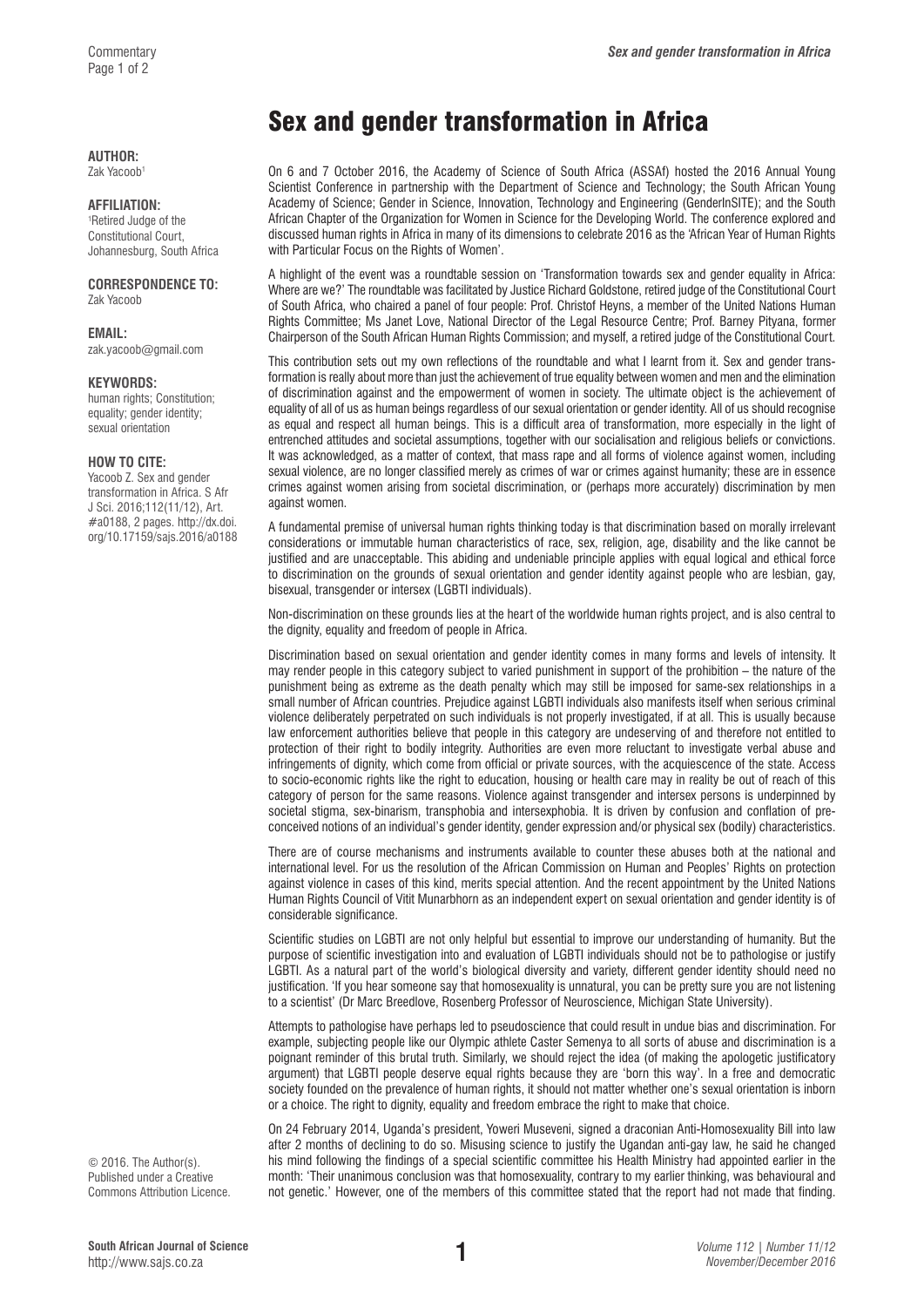# Sex and gender transformation in Africa

**AUTHOR:**
Zak Yacoob[1]

**AFFILIATION:**
[1]Retired Judge of the Constitutional Court, Johannesburg, South Africa

**CORRESPONDENCE TO:**
Zak Yacoob

**EMAIL:**
zak.yacoob@gmail.com

**KEYWORDS:**
human rights; Constitution; equality; gender identity; sexual orientation

**HOW TO CITE:**
Yacoob Z. Sex and gender transformation in Africa. S Afr J Sci. 2016;112(11/12), Art. #a0188, 2 pages. http://dx.doi.org/10.17159/sajs.2016/a0188

© 2016. The Author(s). Published under a Creative Commons Attribution Licence.

On 6 and 7 October 2016, the Academy of Science of South Africa (ASSAf) hosted the 2016 Annual Young Scientist Conference in partnership with the Department of Science and Technology; the South African Young Academy of Science; Gender in Science, Innovation, Technology and Engineering (GenderInSITE); and the South African Chapter of the Organization for Women in Science for the Developing World. The conference explored and discussed human rights in Africa in many of its dimensions to celebrate 2016 as the 'African Year of Human Rights with Particular Focus on the Rights of Women'.

A highlight of the event was a roundtable session on 'Transformation towards sex and gender equality in Africa: Where are we?' The roundtable was facilitated by Justice Richard Goldstone, retired judge of the Constitutional Court of South Africa, who chaired a panel of four people: Prof. Christof Heyns, a member of the United Nations Human Rights Committee; Ms Janet Love, National Director of the Legal Resource Centre; Prof. Barney Pityana, former Chairperson of the South African Human Rights Commission; and myself, a retired judge of the Constitutional Court.

This contribution sets out my own reflections of the roundtable and what I learnt from it. Sex and gender transformation is really about more than just the achievement of true equality between women and men and the elimination of discrimination against and the empowerment of women in society. The ultimate object is the achievement of equality of all of us as human beings regardless of our sexual orientation or gender identity. All of us should recognise as equal and respect all human beings. This is a difficult area of transformation, more especially in the light of entrenched attitudes and societal assumptions, together with our socialisation and religious beliefs or convictions. It was acknowledged, as a matter of context, that mass rape and all forms of violence against women, including sexual violence, are no longer classified merely as crimes of war or crimes against humanity; these are in essence crimes against women arising from societal discrimination, or (perhaps more accurately) discrimination by men against women.

A fundamental premise of universal human rights thinking today is that discrimination based on morally irrelevant considerations or immutable human characteristics of race, sex, religion, age, disability and the like cannot be justified and are unacceptable. This abiding and undeniable principle applies with equal logical and ethical force to discrimination on the grounds of sexual orientation and gender identity against people who are lesbian, gay, bisexual, transgender or intersex (LGBTI individuals).

Non-discrimination on these grounds lies at the heart of the worldwide human rights project, and is also central to the dignity, equality and freedom of people in Africa.

Discrimination based on sexual orientation and gender identity comes in many forms and levels of intensity. It may render people in this category subject to varied punishment in support of the prohibition – the nature of the punishment being as extreme as the death penalty which may still be imposed for same-sex relationships in a small number of African countries. Prejudice against LGBTI individuals also manifests itself when serious criminal violence deliberately perpetrated on such individuals is not properly investigated, if at all. This is usually because law enforcement authorities believe that people in this category are undeserving of and therefore not entitled to protection of their right to bodily integrity. Authorities are even more reluctant to investigate verbal abuse and infringements of dignity, which come from official or private sources, with the acquiescence of the state. Access to socio-economic rights like the right to education, housing or health care may in reality be out of reach of this category of person for the same reasons. Violence against transgender and intersex persons is underpinned by societal stigma, sex-binarism, transphobia and intersexphobia. It is driven by confusion and conflation of pre-conceived notions of an individual's gender identity, gender expression and/or physical sex (bodily) characteristics.

There are of course mechanisms and instruments available to counter these abuses both at the national and international level. For us the resolution of the African Commission on Human and Peoples' Rights on protection against violence in cases of this kind, merits special attention. And the recent appointment by the United Nations Human Rights Council of Vitit Munarbhorn as an independent expert on sexual orientation and gender identity is of considerable significance.

Scientific studies on LGBTI are not only helpful but essential to improve our understanding of humanity. But the purpose of scientific investigation into and evaluation of LGBTI individuals should not be to pathologise or justify LGBTI. As a natural part of the world's biological diversity and variety, different gender identity should need no justification. 'If you hear someone say that homosexuality is unnatural, you can be pretty sure you are not listening to a scientist' (Dr Marc Breedlove, Rosenberg Professor of Neuroscience, Michigan State University).

Attempts to pathologise have perhaps led to pseudoscience that could result in undue bias and discrimination. For example, subjecting people like our Olympic athlete Caster Semenya to all sorts of abuse and discrimination is a poignant reminder of this brutal truth. Similarly, we should reject the idea (of making the apologetic justificatory argument) that LGBTI people deserve equal rights because they are 'born this way'. In a free and democratic society founded on the prevalence of human rights, it should not matter whether one's sexual orientation is inborn or a choice. The right to dignity, equality and freedom embrace the right to make that choice.

On 24 February 2014, Uganda's president, Yoweri Museveni, signed a draconian Anti-Homosexuality Bill into law after 2 months of declining to do so. Misusing science to justify the Ugandan anti-gay law, he said he changed his mind following the findings of a special scientific committee his Health Ministry had appointed earlier in the month: 'Their unanimous conclusion was that homosexuality, contrary to my earlier thinking, was behavioural and not genetic.' However, one of the members of this committee stated that the report had not made that finding.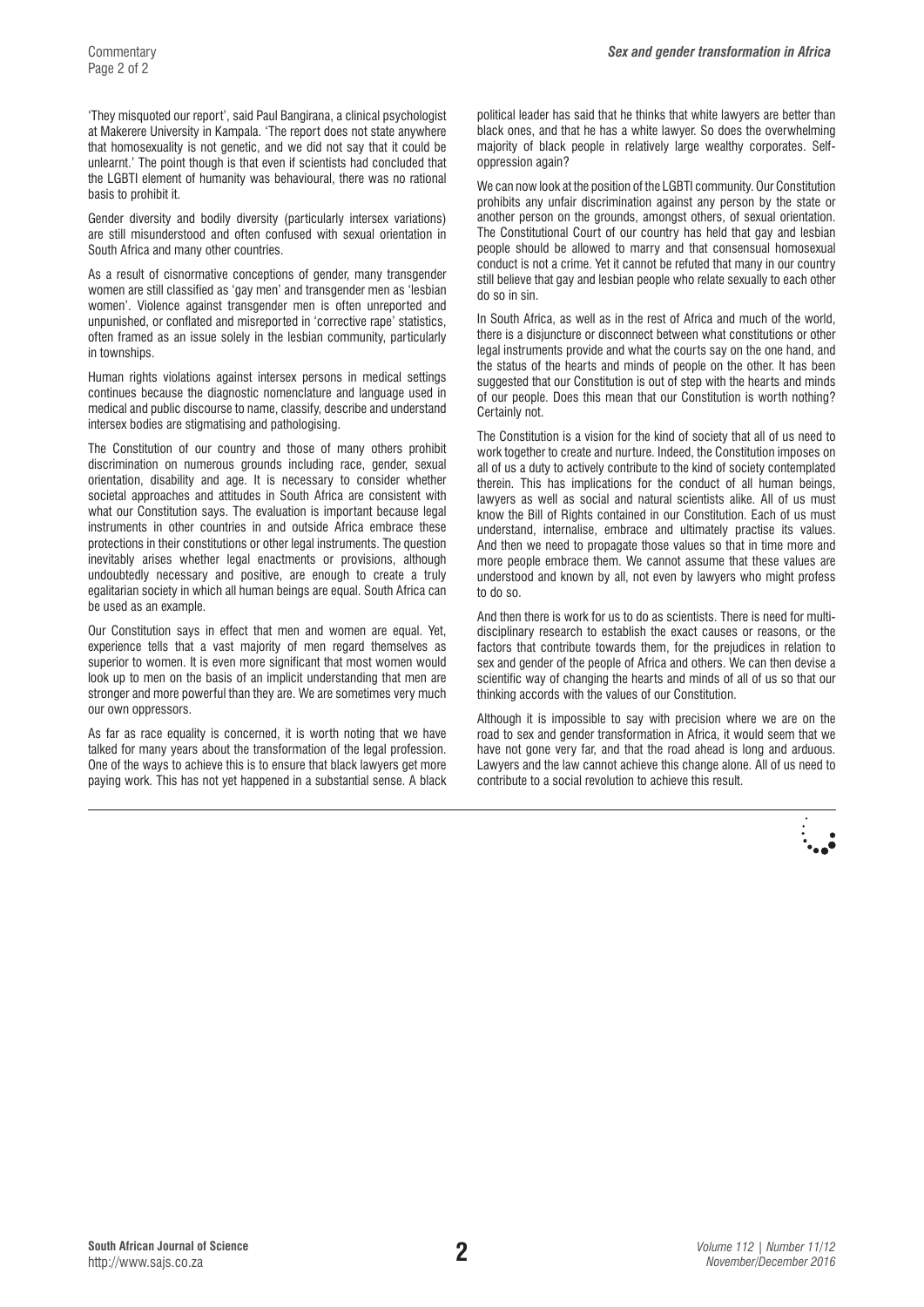'They misquoted our report', said Paul Bangirana, a clinical psychologist at Makerere University in Kampala. 'The report does not state anywhere that homosexuality is not genetic, and we did not say that it could be unlearnt.' The point though is that even if scientists had concluded that the LGBTI element of humanity was behavioural, there was no rational basis to prohibit it.

Gender diversity and bodily diversity (particularly intersex variations) are still misunderstood and often confused with sexual orientation in South Africa and many other countries.

As a result of cisnormative conceptions of gender, many transgender women are still classified as 'gay men' and transgender men as 'lesbian women'. Violence against transgender men is often unreported and unpunished, or conflated and misreported in 'corrective rape' statistics, often framed as an issue solely in the lesbian community, particularly in townships.

Human rights violations against intersex persons in medical settings continues because the diagnostic nomenclature and language used in medical and public discourse to name, classify, describe and understand intersex bodies are stigmatising and pathologising.

The Constitution of our country and those of many others prohibit discrimination on numerous grounds including race, gender, sexual orientation, disability and age. It is necessary to consider whether societal approaches and attitudes in South Africa are consistent with what our Constitution says. The evaluation is important because legal instruments in other countries in and outside Africa embrace these protections in their constitutions or other legal instruments. The question inevitably arises whether legal enactments or provisions, although undoubtedly necessary and positive, are enough to create a truly egalitarian society in which all human beings are equal. South Africa can be used as an example.

Our Constitution says in effect that men and women are equal. Yet, experience tells that a vast majority of men regard themselves as superior to women. It is even more significant that most women would look up to men on the basis of an implicit understanding that men are stronger and more powerful than they are. We are sometimes very much our own oppressors.

As far as race equality is concerned, it is worth noting that we have talked for many years about the transformation of the legal profession. One of the ways to achieve this is to ensure that black lawyers get more paying work. This has not yet happened in a substantial sense. A black political leader has said that he thinks that white lawyers are better than black ones, and that he has a white lawyer. So does the overwhelming majority of black people in relatively large wealthy corporates. Self-oppression again?

We can now look at the position of the LGBTI community. Our Constitution prohibits any unfair discrimination against any person by the state or another person on the grounds, amongst others, of sexual orientation. The Constitutional Court of our country has held that gay and lesbian people should be allowed to marry and that consensual homosexual conduct is not a crime. Yet it cannot be refuted that many in our country still believe that gay and lesbian people who relate sexually to each other do so in sin.

In South Africa, as well as in the rest of Africa and much of the world, there is a disjuncture or disconnect between what constitutions or other legal instruments provide and what the courts say on the one hand, and the status of the hearts and minds of people on the other. It has been suggested that our Constitution is out of step with the hearts and minds of our people. Does this mean that our Constitution is worth nothing? Certainly not.

The Constitution is a vision for the kind of society that all of us need to work together to create and nurture. Indeed, the Constitution imposes on all of us a duty to actively contribute to the kind of society contemplated therein. This has implications for the conduct of all human beings, lawyers as well as social and natural scientists alike. All of us must know the Bill of Rights contained in our Constitution. Each of us must understand, internalise, embrace and ultimately practise its values. And then we need to propagate those values so that in time more and more people embrace them. We cannot assume that these values are understood and known by all, not even by lawyers who might profess to do so.

And then there is work for us to do as scientists. There is need for multi-disciplinary research to establish the exact causes or reasons, or the factors that contribute towards them, for the prejudices in relation to sex and gender of the people of Africa and others. We can then devise a scientific way of changing the hearts and minds of all of us so that our thinking accords with the values of our Constitution.

Although it is impossible to say with precision where we are on the road to sex and gender transformation in Africa, it would seem that we have not gone very far, and that the road ahead is long and arduous. Lawyers and the law cannot achieve this change alone. All of us need to contribute to a social revolution to achieve this result.